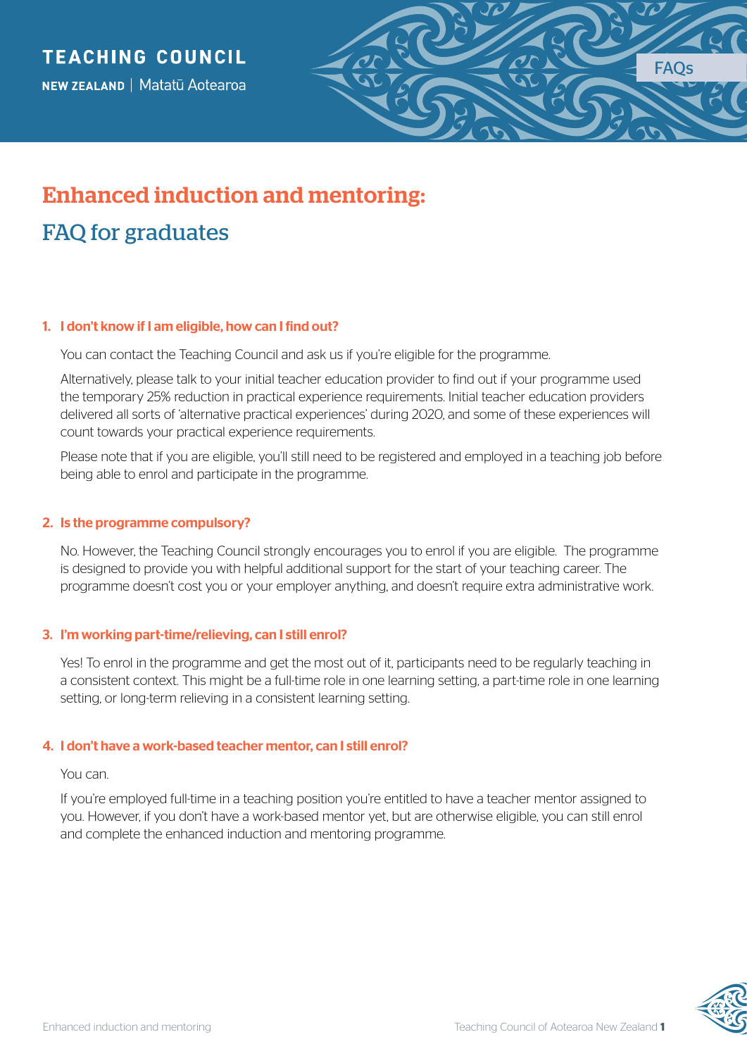TEACHING COUNCIL

NEW ZEALAND | Matatū Aotearoa

FAQs

# Enhanced induction and mentoring:

## FAQ for graduates

### 1. I don't know if I am eligible, how can I find out?

You can contact the Teaching Council and ask us if you're eligible for the programme.

Alternatively, please talk to your initial teacher education provider to find out if your programme used the temporary 25% reduction in practical experience requirements. Initial teacher education providers delivered all sorts of 'alternative practical experiences' during 2020, and some of these experiences will count towards your practical experience requirements.

Please note that if you are eligible, you'll still need to be registered and employed in a teaching job before being able to enrol and participate in the programme.

### 2. Is the programme compulsory?

No. However, the Teaching Council strongly encourages you to enrol if you are eligible. The programme is designed to provide you with helpful additional support for the start of your teaching career. The programme doesn't cost you or your employer anything, and doesn't require extra administrative work.

### 3. I'm working part-time/relieving, can I still enrol?

Yes! To enrol in the programme and get the most out of it, participants need to be regularly teaching in a consistent context. This might be a full-time role in one learning setting, a part-time role in one learning setting, or long-term relieving in a consistent learning setting.

### 4. I don't have a work-based teacher mentor, can I still enrol?

You can.

If you're employed full-time in a teaching position you're entitled to have a teacher mentor assigned to you. However, if you don't have a work-based mentor yet, but are otherwise eligible, you can still enrol and complete the enhanced induction and mentoring programme.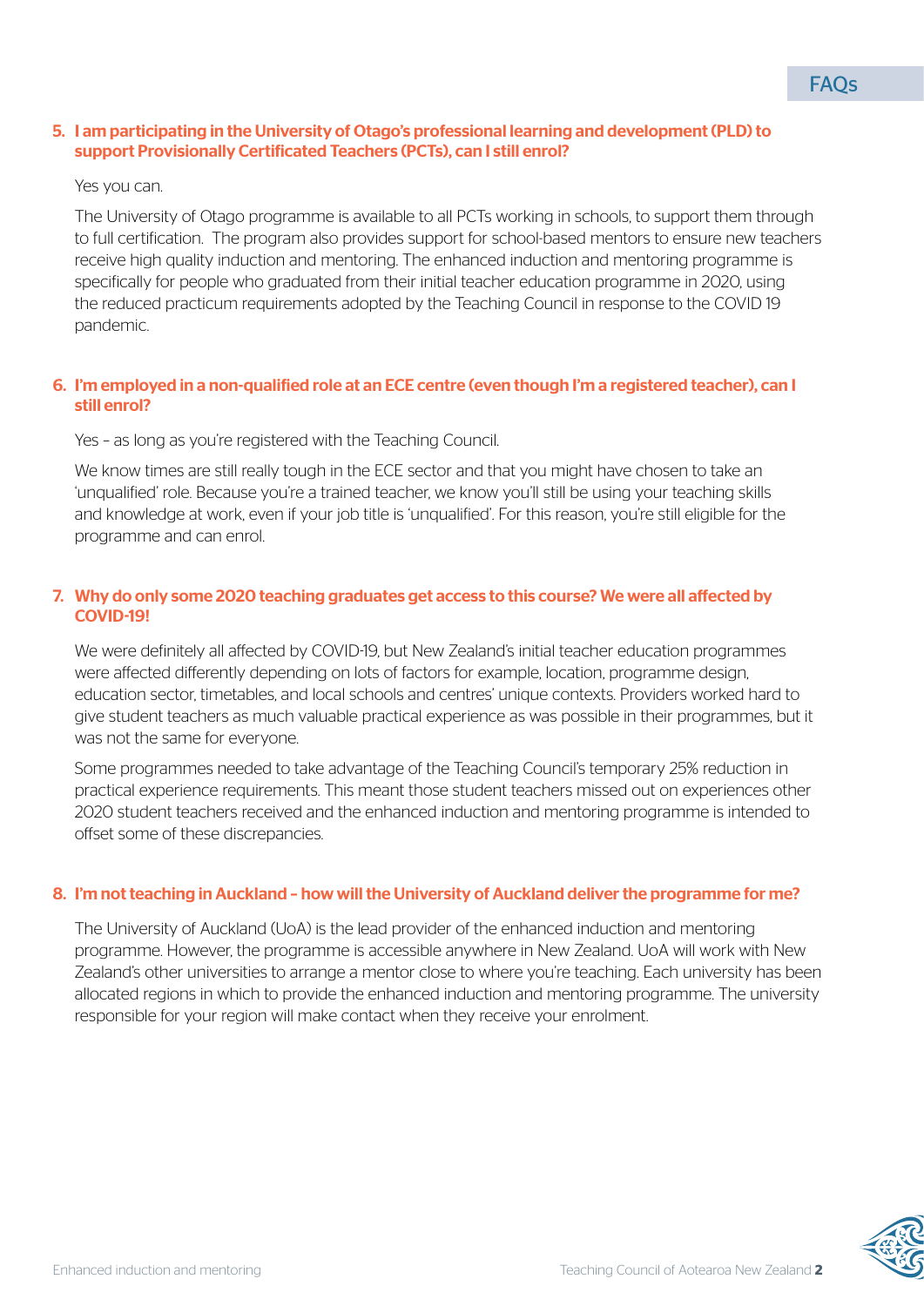## 5. I am participating in the University of Otago's professional learning and development (PLD) to support Provisionally Certificated Teachers (PCTs), can I still enrol?

Yes you can.

The University of Otago programme is available to all PCTs working in schools, to support them through to full certification. The program also provides support for school-based mentors to ensure new teachers receive high quality induction and mentoring. The enhanced induction and mentoring programme is specifically for people who graduated from their initial teacher education programme in 2020, using the reduced practicum requirements adopted by the Teaching Council in response to the COVID 19 pandemic.

## 6. I'm employed in a non-qualified role at an ECE centre (even though I'm a registered teacher), can I still enrol?

Yes – as long as you're registered with the Teaching Council.

We know times are still really tough in the ECE sector and that you might have chosen to take an 'unqualified' role. Because you're a trained teacher, we know you'll still be using your teaching skills and knowledge at work, even if your job title is 'unqualified'. For this reason, you're still eligible for the programme and can enrol.

## 7. Why do only some 2020 teaching graduates get access to this course? We were all affected by COVID-19!

We were definitely all affected by COVID-19, but New Zealand's initial teacher education programmes were affected differently depending on lots of factors for example, location, programme design, education sector, timetables, and local schools and centres' unique contexts. Providers worked hard to give student teachers as much valuable practical experience as was possible in their programmes, but it was not the same for everyone.

Some programmes needed to take advantage of the Teaching Council's temporary 25% reduction in practical experience requirements. This meant those student teachers missed out on experiences other 2020 student teachers received and the enhanced induction and mentoring programme is intended to offset some of these discrepancies.

## 8. I'm not teaching in Auckland – how will the University of Auckland deliver the programme for me?

The University of Auckland (UoA) is the lead provider of the enhanced induction and mentoring programme. However, the programme is accessible anywhere in New Zealand. UoA will work with New Zealand's other universities to arrange a mentor close to where you're teaching. Each university has been allocated regions in which to provide the enhanced induction and mentoring programme. The university responsible for your region will make contact when they receive your enrolment.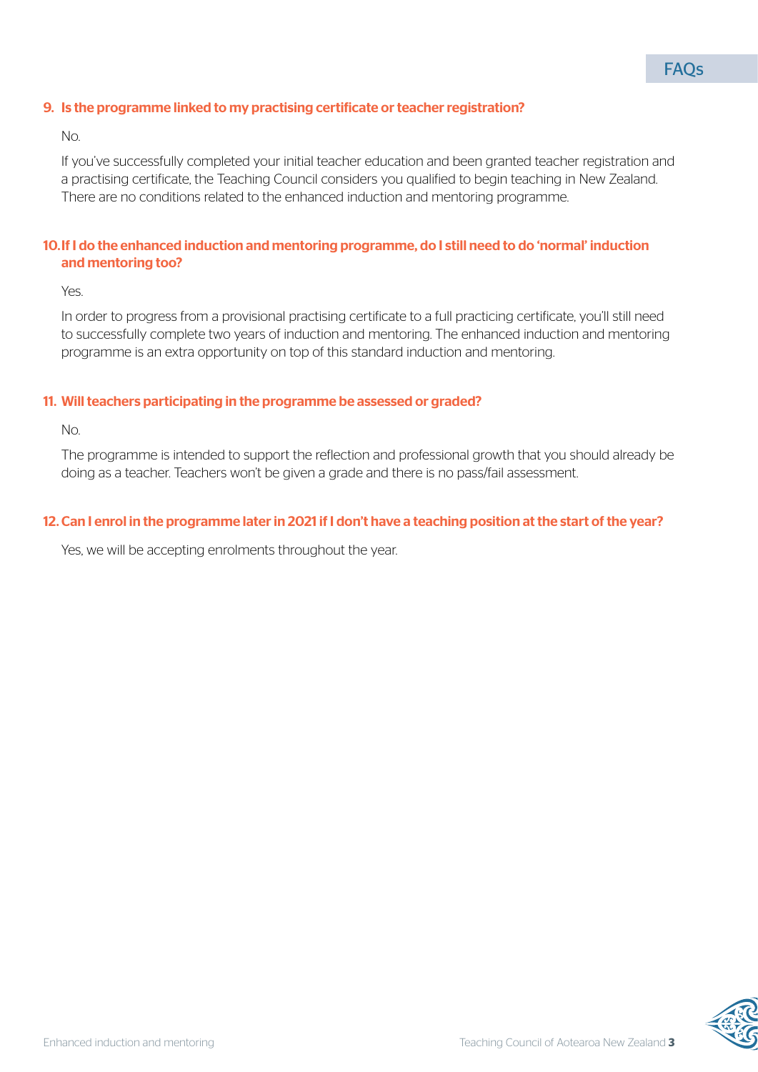## 9. Is the programme linked to my practising certificate or teacher registration?

No.

If you've successfully completed your initial teacher education and been granted teacher registration and a practising certificate, the Teaching Council considers you qualified to begin teaching in New Zealand. There are no conditions related to the enhanced induction and mentoring programme.

## 10. If I do the enhanced induction and mentoring programme, do I still need to do 'normal' induction and mentoring too?

Yes.

In order to progress from a provisional practising certificate to a full practicing certificate, you'll still need to successfully complete two years of induction and mentoring. The enhanced induction and mentoring programme is an extra opportunity on top of this standard induction and mentoring.

## 11. Will teachers participating in the programme be assessed or graded?

No.

The programme is intended to support the reflection and professional growth that you should already be doing as a teacher. Teachers won't be given a grade and there is no pass/fail assessment.

## 12. Can I enrol in the programme later in 2021 if I don't have a teaching position at the start of the year?

Yes, we will be accepting enrolments throughout the year.